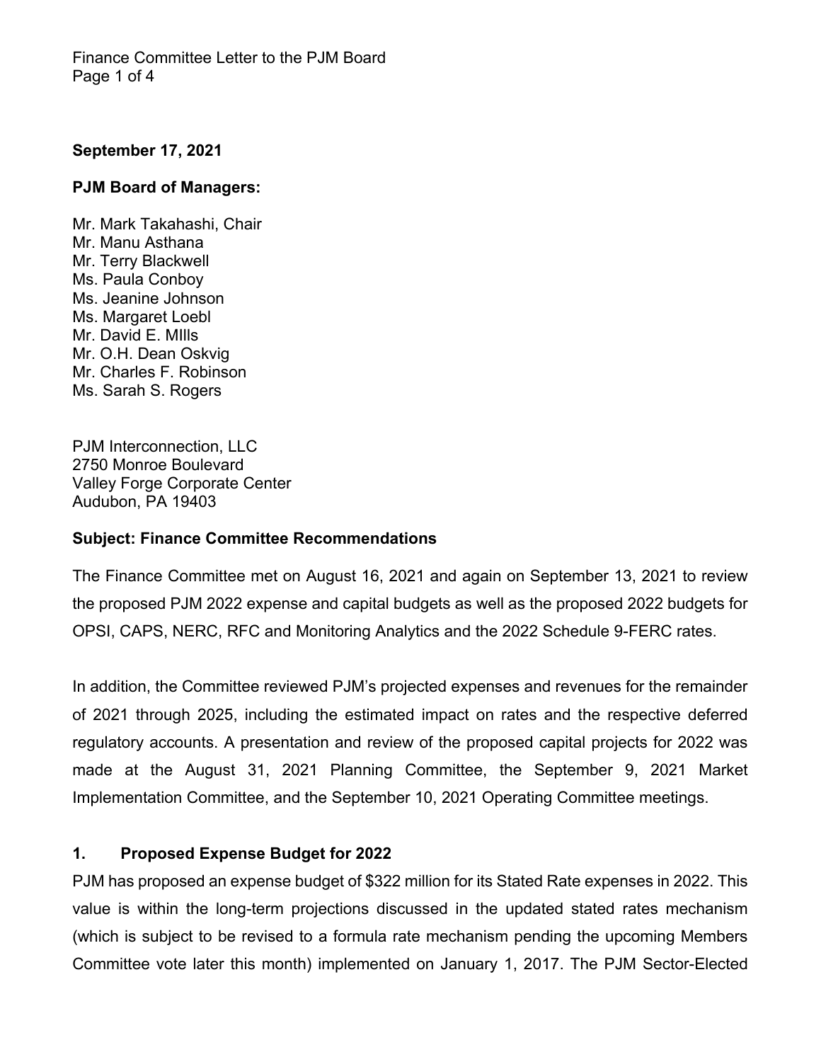**September 17, 2021**

**PJM Board of Managers:**

Mr. Mark Takahashi, Chair
Mr. Manu Asthana
Mr. Terry Blackwell
Ms. Paula Conboy
Ms. Jeanine Johnson
Ms. Margaret Loebl
Mr. David E. MIlls
Mr. O.H. Dean Oskvig
Mr. Charles F. Robinson
Ms. Sarah S. Rogers

PJM Interconnection, LLC
2750 Monroe Boulevard
Valley Forge Corporate Center
Audubon, PA 19403

**Subject: Finance Committee Recommendations**

The Finance Committee met on August 16, 2021 and again on September 13, 2021 to review the proposed PJM 2022 expense and capital budgets as well as the proposed 2022 budgets for OPSI, CAPS, NERC, RFC and Monitoring Analytics and the 2022 Schedule 9-FERC rates.

In addition, the Committee reviewed PJM's projected expenses and revenues for the remainder of 2021 through 2025, including the estimated impact on rates and the respective deferred regulatory accounts. A presentation and review of the proposed capital projects for 2022 was made at the August 31, 2021 Planning Committee, the September 9, 2021 Market Implementation Committee, and the September 10, 2021 Operating Committee meetings.

## 1. Proposed Expense Budget for 2022

PJM has proposed an expense budget of $322 million for its Stated Rate expenses in 2022. This value is within the long-term projections discussed in the updated stated rates mechanism (which is subject to be revised to a formula rate mechanism pending the upcoming Members Committee vote later this month) implemented on January 1, 2017. The PJM Sector-Elected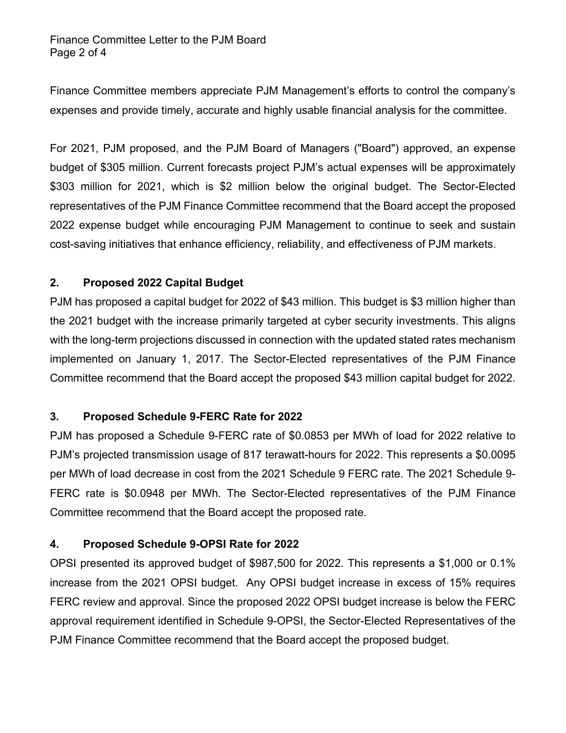Finance Committee members appreciate PJM Management's efforts to control the company's expenses and provide timely, accurate and highly usable financial analysis for the committee.

For 2021, PJM proposed, and the PJM Board of Managers ("Board") approved, an expense budget of $305 million. Current forecasts project PJM's actual expenses will be approximately $303 million for 2021, which is $2 million below the original budget. The Sector-Elected representatives of the PJM Finance Committee recommend that the Board accept the proposed 2022 expense budget while encouraging PJM Management to continue to seek and sustain cost-saving initiatives that enhance efficiency, reliability, and effectiveness of PJM markets.

## 2. Proposed 2022 Capital Budget

PJM has proposed a capital budget for 2022 of $43 million. This budget is $3 million higher than the 2021 budget with the increase primarily targeted at cyber security investments. This aligns with the long-term projections discussed in connection with the updated stated rates mechanism implemented on January 1, 2017. The Sector-Elected representatives of the PJM Finance Committee recommend that the Board accept the proposed $43 million capital budget for 2022.

## 3. Proposed Schedule 9-FERC Rate for 2022

PJM has proposed a Schedule 9-FERC rate of $0.0853 per MWh of load for 2022 relative to PJM's projected transmission usage of 817 terawatt-hours for 2022. This represents a $0.0095 per MWh of load decrease in cost from the 2021 Schedule 9 FERC rate. The 2021 Schedule 9-FERC rate is $0.0948 per MWh. The Sector-Elected representatives of the PJM Finance Committee recommend that the Board accept the proposed rate.

## 4. Proposed Schedule 9-OPSI Rate for 2022

OPSI presented its approved budget of $987,500 for 2022. This represents a $1,000 or 0.1% increase from the 2021 OPSI budget. Any OPSI budget increase in excess of 15% requires FERC review and approval. Since the proposed 2022 OPSI budget increase is below the FERC approval requirement identified in Schedule 9-OPSI, the Sector-Elected Representatives of the PJM Finance Committee recommend that the Board accept the proposed budget.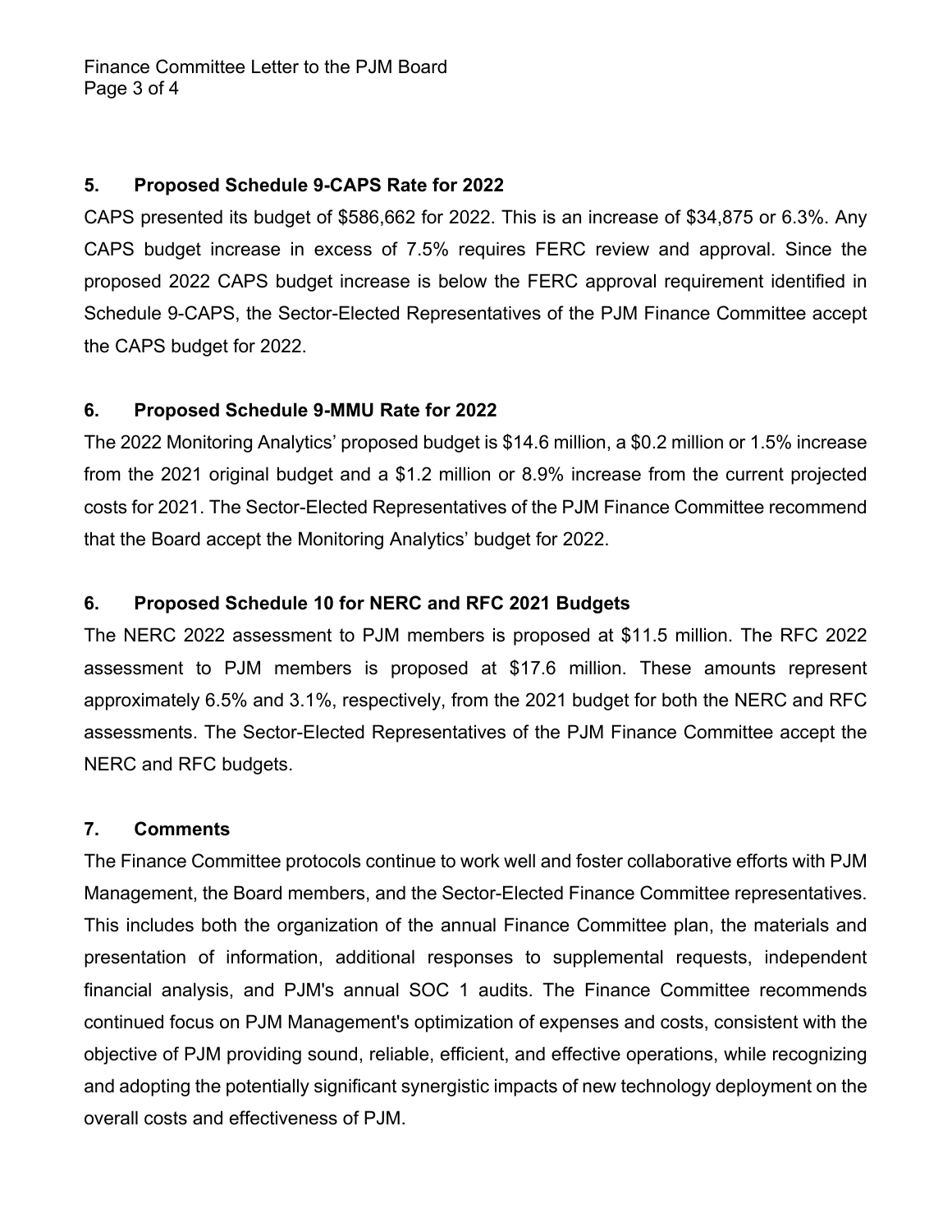## 5. Proposed Schedule 9-CAPS Rate for 2022

CAPS presented its budget of $586,662 for 2022. This is an increase of $34,875 or 6.3%. Any CAPS budget increase in excess of 7.5% requires FERC review and approval. Since the proposed 2022 CAPS budget increase is below the FERC approval requirement identified in Schedule 9-CAPS, the Sector-Elected Representatives of the PJM Finance Committee accept the CAPS budget for 2022.

## 6. Proposed Schedule 9-MMU Rate for 2022

The 2022 Monitoring Analytics' proposed budget is $14.6 million, a $0.2 million or 1.5% increase from the 2021 original budget and a $1.2 million or 8.9% increase from the current projected costs for 2021. The Sector-Elected Representatives of the PJM Finance Committee recommend that the Board accept the Monitoring Analytics' budget for 2022.

## 6. Proposed Schedule 10 for NERC and RFC 2021 Budgets

The NERC 2022 assessment to PJM members is proposed at $11.5 million. The RFC 2022 assessment to PJM members is proposed at $17.6 million. These amounts represent approximately 6.5% and 3.1%, respectively, from the 2021 budget for both the NERC and RFC assessments. The Sector-Elected Representatives of the PJM Finance Committee accept the NERC and RFC budgets.

## 7. Comments

The Finance Committee protocols continue to work well and foster collaborative efforts with PJM Management, the Board members, and the Sector-Elected Finance Committee representatives. This includes both the organization of the annual Finance Committee plan, the materials and presentation of information, additional responses to supplemental requests, independent financial analysis, and PJM's annual SOC 1 audits. The Finance Committee recommends continued focus on PJM Management's optimization of expenses and costs, consistent with the objective of PJM providing sound, reliable, efficient, and effective operations, while recognizing and adopting the potentially significant synergistic impacts of new technology deployment on the overall costs and effectiveness of PJM.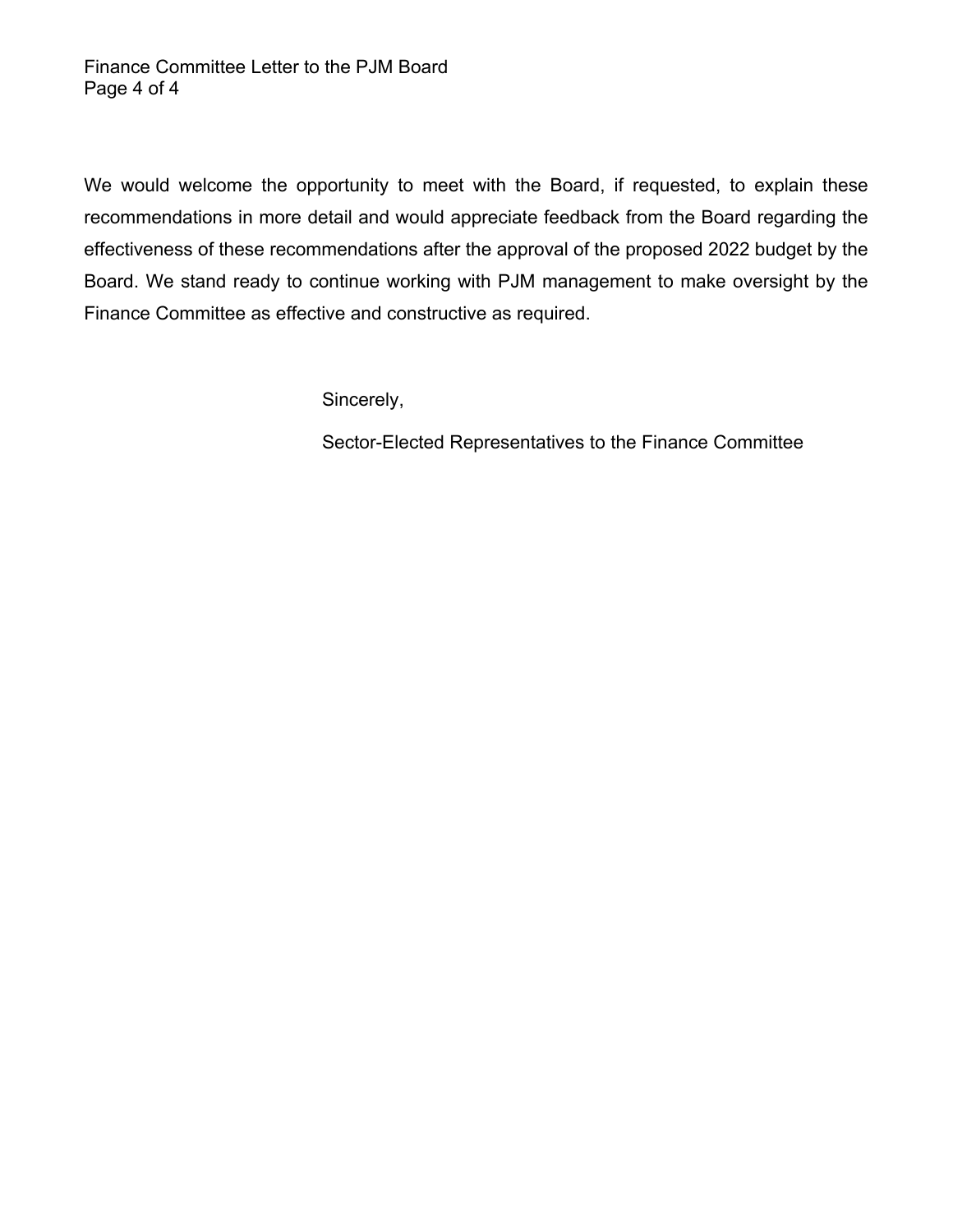We would welcome the opportunity to meet with the Board, if requested, to explain these recommendations in more detail and would appreciate feedback from the Board regarding the effectiveness of these recommendations after the approval of the proposed 2022 budget by the Board. We stand ready to continue working with PJM management to make oversight by the Finance Committee as effective and constructive as required.

Sincerely,

Sector-Elected Representatives to the Finance Committee